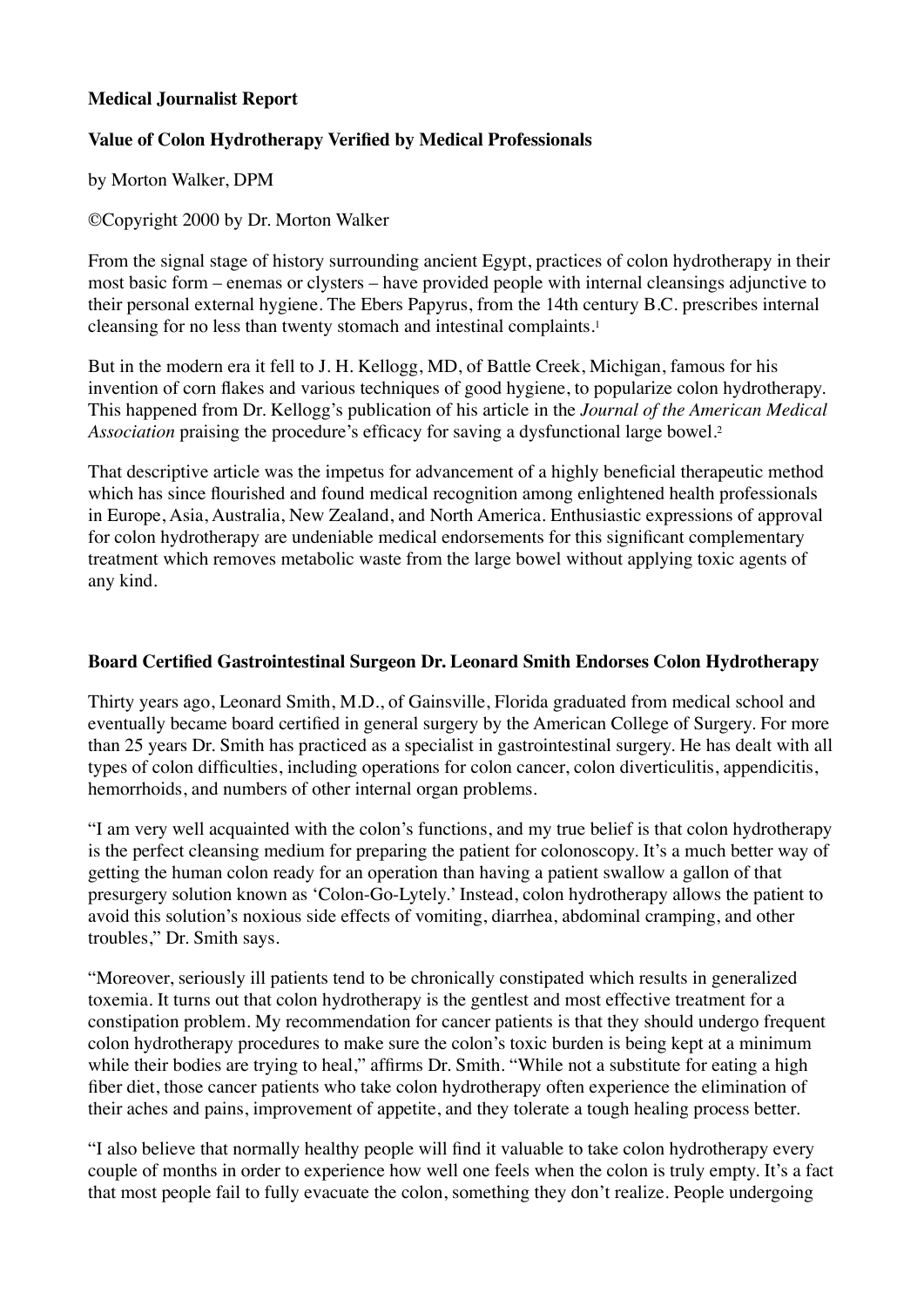**Medical Journalist Report**

**Value of Colon Hydrotherapy Verified by Medical Professionals**

by Morton Walker, DPM

©Copyright 2000 by Dr. Morton Walker

From the signal stage of history surrounding ancient Egypt, practices of colon hydrotherapy in their most basic form – enemas or clysters – have provided people with internal cleansings adjunctive to their personal external hygiene. The Ebers Papyrus, from the 14th century B.C. prescribes internal cleansing for no less than twenty stomach and intestinal complaints.[1]

But in the modern era it fell to J. H. Kellogg, MD, of Battle Creek, Michigan, famous for his invention of corn flakes and various techniques of good hygiene, to popularize colon hydrotherapy. This happened from Dr. Kellogg's publication of his article in the *Journal of the American Medical Association* praising the procedure's efficacy for saving a dysfunctional large bowel.[2]

That descriptive article was the impetus for advancement of a highly beneficial therapeutic method which has since flourished and found medical recognition among enlightened health professionals in Europe, Asia, Australia, New Zealand, and North America. Enthusiastic expressions of approval for colon hydrotherapy are undeniable medical endorsements for this significant complementary treatment which removes metabolic waste from the large bowel without applying toxic agents of any kind.

**Board Certified Gastrointestinal Surgeon Dr. Leonard Smith Endorses Colon Hydrotherapy**

Thirty years ago, Leonard Smith, M.D., of Gainsville, Florida graduated from medical school and eventually became board certified in general surgery by the American College of Surgery. For more than 25 years Dr. Smith has practiced as a specialist in gastrointestinal surgery. He has dealt with all types of colon difficulties, including operations for colon cancer, colon diverticulitis, appendicitis, hemorrhoids, and numbers of other internal organ problems.

"I am very well acquainted with the colon's functions, and my true belief is that colon hydrotherapy is the perfect cleansing medium for preparing the patient for colonoscopy. It's a much better way of getting the human colon ready for an operation than having a patient swallow a gallon of that presurgery solution known as 'Colon-Go-Lytely.' Instead, colon hydrotherapy allows the patient to avoid this solution's noxious side effects of vomiting, diarrhea, abdominal cramping, and other troubles," Dr. Smith says.

"Moreover, seriously ill patients tend to be chronically constipated which results in generalized toxemia. It turns out that colon hydrotherapy is the gentlest and most effective treatment for a constipation problem. My recommendation for cancer patients is that they should undergo frequent colon hydrotherapy procedures to make sure the colon's toxic burden is being kept at a minimum while their bodies are trying to heal," affirms Dr. Smith. "While not a substitute for eating a high fiber diet, those cancer patients who take colon hydrotherapy often experience the elimination of their aches and pains, improvement of appetite, and they tolerate a tough healing process better.

"I also believe that normally healthy people will find it valuable to take colon hydrotherapy every couple of months in order to experience how well one feels when the colon is truly empty. It's a fact that most people fail to fully evacuate the colon, something they don't realize. People undergoing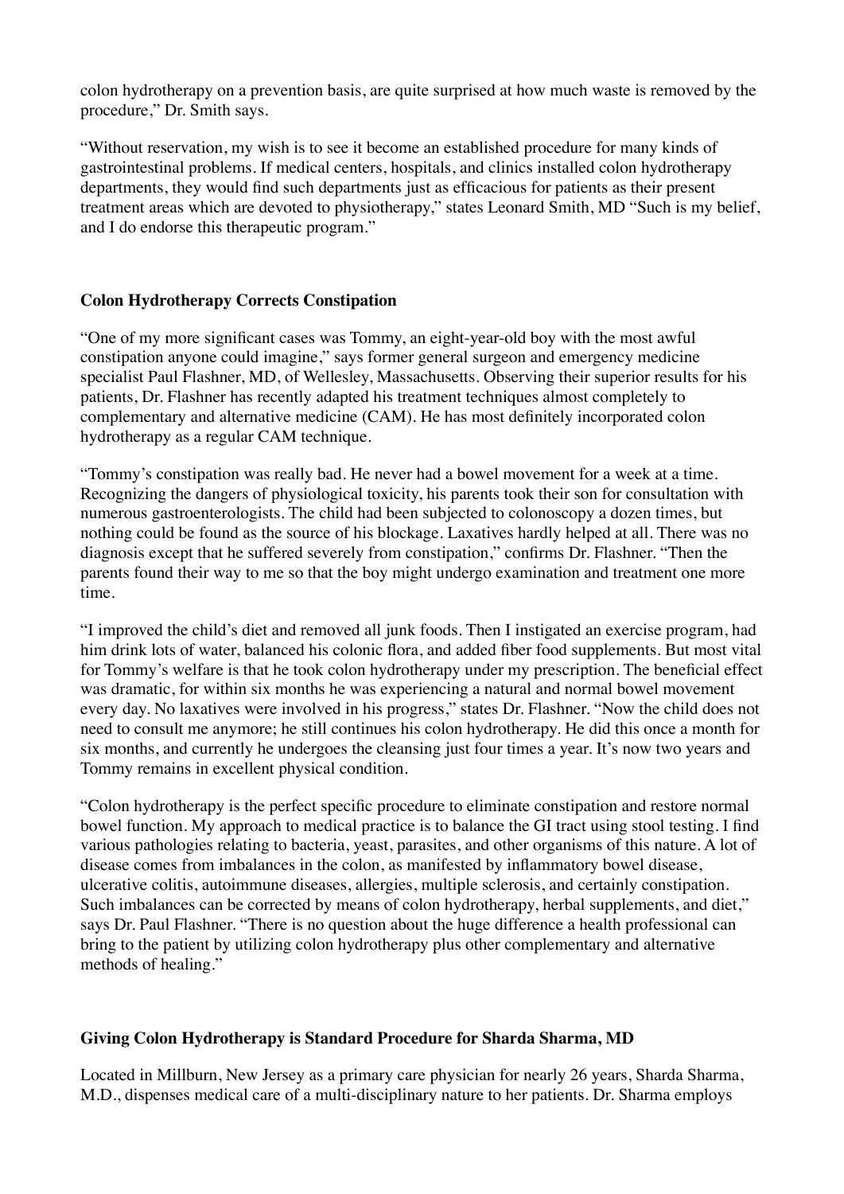colon hydrotherapy on a prevention basis, are quite surprised at how much waste is removed by the procedure," Dr. Smith says.

"Without reservation, my wish is to see it become an established procedure for many kinds of gastrointestinal problems. If medical centers, hospitals, and clinics installed colon hydrotherapy departments, they would find such departments just as efficacious for patients as their present treatment areas which are devoted to physiotherapy," states Leonard Smith, MD "Such is my belief, and I do endorse this therapeutic program."

**Colon Hydrotherapy Corrects Constipation**

"One of my more significant cases was Tommy, an eight-year-old boy with the most awful constipation anyone could imagine," says former general surgeon and emergency medicine specialist Paul Flashner, MD, of Wellesley, Massachusetts. Observing their superior results for his patients, Dr. Flashner has recently adapted his treatment techniques almost completely to complementary and alternative medicine (CAM). He has most definitely incorporated colon hydrotherapy as a regular CAM technique.

"Tommy's constipation was really bad. He never had a bowel movement for a week at a time. Recognizing the dangers of physiological toxicity, his parents took their son for consultation with numerous gastroenterologists. The child had been subjected to colonoscopy a dozen times, but nothing could be found as the source of his blockage. Laxatives hardly helped at all. There was no diagnosis except that he suffered severely from constipation," confirms Dr. Flashner. "Then the parents found their way to me so that the boy might undergo examination and treatment one more time.

"I improved the child's diet and removed all junk foods. Then I instigated an exercise program, had him drink lots of water, balanced his colonic flora, and added fiber food supplements. But most vital for Tommy's welfare is that he took colon hydrotherapy under my prescription. The beneficial effect was dramatic, for within six months he was experiencing a natural and normal bowel movement every day. No laxatives were involved in his progress," states Dr. Flashner. "Now the child does not need to consult me anymore; he still continues his colon hydrotherapy. He did this once a month for six months, and currently he undergoes the cleansing just four times a year. It's now two years and Tommy remains in excellent physical condition.

"Colon hydrotherapy is the perfect specific procedure to eliminate constipation and restore normal bowel function. My approach to medical practice is to balance the GI tract using stool testing. I find various pathologies relating to bacteria, yeast, parasites, and other organisms of this nature. A lot of disease comes from imbalances in the colon, as manifested by inflammatory bowel disease, ulcerative colitis, autoimmune diseases, allergies, multiple sclerosis, and certainly constipation. Such imbalances can be corrected by means of colon hydrotherapy, herbal supplements, and diet," says Dr. Paul Flashner. "There is no question about the huge difference a health professional can bring to the patient by utilizing colon hydrotherapy plus other complementary and alternative methods of healing."

**Giving Colon Hydrotherapy is Standard Procedure for Sharda Sharma, MD**

Located in Millburn, New Jersey as a primary care physician for nearly 26 years, Sharda Sharma, M.D., dispenses medical care of a multi-disciplinary nature to her patients. Dr. Sharma employs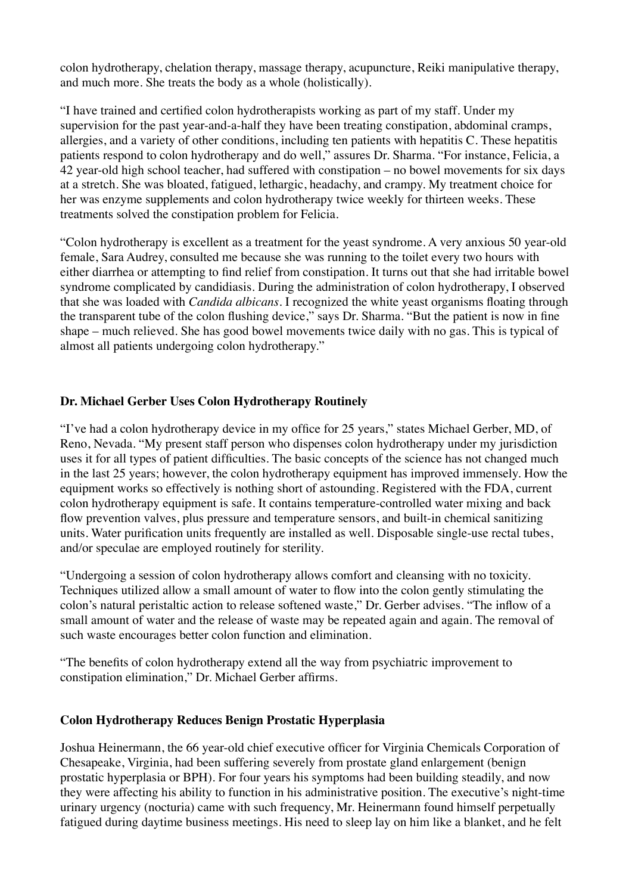colon hydrotherapy, chelation therapy, massage therapy, acupuncture, Reiki manipulative therapy, and much more. She treats the body as a whole (holistically).

"I have trained and certified colon hydrotherapists working as part of my staff. Under my supervision for the past year-and-a-half they have been treating constipation, abdominal cramps, allergies, and a variety of other conditions, including ten patients with hepatitis C. These hepatitis patients respond to colon hydrotherapy and do well," assures Dr. Sharma. "For instance, Felicia, a 42 year-old high school teacher, had suffered with constipation – no bowel movements for six days at a stretch. She was bloated, fatigued, lethargic, headachy, and crampy. My treatment choice for her was enzyme supplements and colon hydrotherapy twice weekly for thirteen weeks. These treatments solved the constipation problem for Felicia.

"Colon hydrotherapy is excellent as a treatment for the yeast syndrome. A very anxious 50 year-old female, Sara Audrey, consulted me because she was running to the toilet every two hours with either diarrhea or attempting to find relief from constipation. It turns out that she had irritable bowel syndrome complicated by candidiasis. During the administration of colon hydrotherapy, I observed that she was loaded with *Candida albicans*. I recognized the white yeast organisms floating through the transparent tube of the colon flushing device," says Dr. Sharma. "But the patient is now in fine shape – much relieved. She has good bowel movements twice daily with no gas. This is typical of almost all patients undergoing colon hydrotherapy."

### Dr. Michael Gerber Uses Colon Hydrotherapy Routinely

"I've had a colon hydrotherapy device in my office for 25 years," states Michael Gerber, MD, of Reno, Nevada. "My present staff person who dispenses colon hydrotherapy under my jurisdiction uses it for all types of patient difficulties. The basic concepts of the science has not changed much in the last 25 years; however, the colon hydrotherapy equipment has improved immensely. How the equipment works so effectively is nothing short of astounding. Registered with the FDA, current colon hydrotherapy equipment is safe. It contains temperature-controlled water mixing and back flow prevention valves, plus pressure and temperature sensors, and built-in chemical sanitizing units. Water purification units frequently are installed as well. Disposable single-use rectal tubes, and/or speculae are employed routinely for sterility.

"Undergoing a session of colon hydrotherapy allows comfort and cleansing with no toxicity. Techniques utilized allow a small amount of water to flow into the colon gently stimulating the colon's natural peristaltic action to release softened waste," Dr. Gerber advises. "The inflow of a small amount of water and the release of waste may be repeated again and again. The removal of such waste encourages better colon function and elimination.

"The benefits of colon hydrotherapy extend all the way from psychiatric improvement to constipation elimination," Dr. Michael Gerber affirms.

### Colon Hydrotherapy Reduces Benign Prostatic Hyperplasia

Joshua Heinermann, the 66 year-old chief executive officer for Virginia Chemicals Corporation of Chesapeake, Virginia, had been suffering severely from prostate gland enlargement (benign prostatic hyperplasia or BPH). For four years his symptoms had been building steadily, and now they were affecting his ability to function in his administrative position. The executive's night-time urinary urgency (nocturia) came with such frequency, Mr. Heinermann found himself perpetually fatigued during daytime business meetings. His need to sleep lay on him like a blanket, and he felt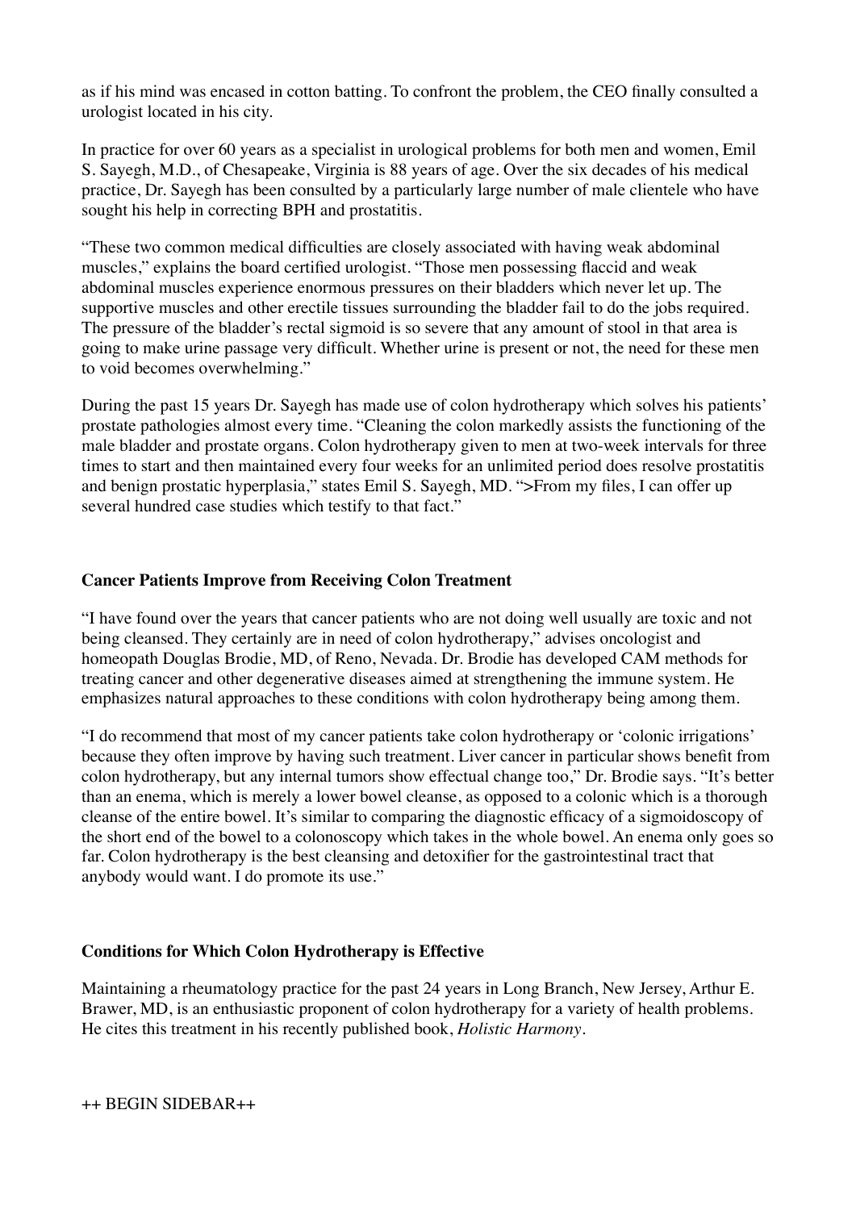as if his mind was encased in cotton batting. To confront the problem, the CEO finally consulted a urologist located in his city.

In practice for over 60 years as a specialist in urological problems for both men and women, Emil S. Sayegh, M.D., of Chesapeake, Virginia is 88 years of age. Over the six decades of his medical practice, Dr. Sayegh has been consulted by a particularly large number of male clientele who have sought his help in correcting BPH and prostatitis.

"These two common medical difficulties are closely associated with having weak abdominal muscles," explains the board certified urologist. "Those men possessing flaccid and weak abdominal muscles experience enormous pressures on their bladders which never let up. The supportive muscles and other erectile tissues surrounding the bladder fail to do the jobs required. The pressure of the bladder's rectal sigmoid is so severe that any amount of stool in that area is going to make urine passage very difficult. Whether urine is present or not, the need for these men to void becomes overwhelming."

During the past 15 years Dr. Sayegh has made use of colon hydrotherapy which solves his patients' prostate pathologies almost every time. "Cleaning the colon markedly assists the functioning of the male bladder and prostate organs. Colon hydrotherapy given to men at two-week intervals for three times to start and then maintained every four weeks for an unlimited period does resolve prostatitis and benign prostatic hyperplasia," states Emil S. Sayegh, MD. ">From my files, I can offer up several hundred case studies which testify to that fact."

**Cancer Patients Improve from Receiving Colon Treatment**

"I have found over the years that cancer patients who are not doing well usually are toxic and not being cleansed. They certainly are in need of colon hydrotherapy," advises oncologist and homeopath Douglas Brodie, MD, of Reno, Nevada. Dr. Brodie has developed CAM methods for treating cancer and other degenerative diseases aimed at strengthening the immune system. He emphasizes natural approaches to these conditions with colon hydrotherapy being among them.

"I do recommend that most of my cancer patients take colon hydrotherapy or 'colonic irrigations' because they often improve by having such treatment. Liver cancer in particular shows benefit from colon hydrotherapy, but any internal tumors show effectual change too," Dr. Brodie says. "It's better than an enema, which is merely a lower bowel cleanse, as opposed to a colonic which is a thorough cleanse of the entire bowel. It's similar to comparing the diagnostic efficacy of a sigmoidoscopy of the short end of the bowel to a colonoscopy which takes in the whole bowel. An enema only goes so far. Colon hydrotherapy is the best cleansing and detoxifier for the gastrointestinal tract that anybody would want. I do promote its use."

**Conditions for Which Colon Hydrotherapy is Effective**

Maintaining a rheumatology practice for the past 24 years in Long Branch, New Jersey, Arthur E. Brawer, MD, is an enthusiastic proponent of colon hydrotherapy for a variety of health problems. He cites this treatment in his recently published book, *Holistic Harmony*.

++ BEGIN SIDEBAR++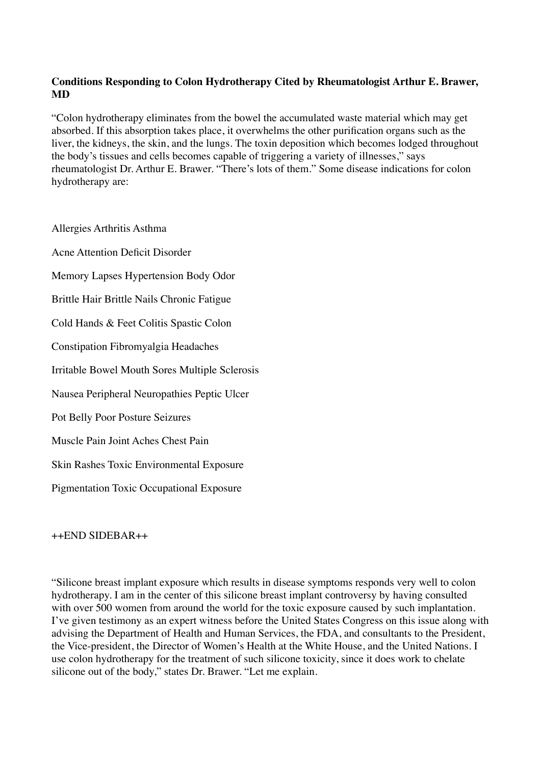**Conditions Responding to Colon Hydrotherapy Cited by Rheumatologist Arthur E. Brawer, MD**

"Colon hydrotherapy eliminates from the bowel the accumulated waste material which may get absorbed. If this absorption takes place, it overwhelms the other purification organs such as the liver, the kidneys, the skin, and the lungs. The toxin deposition which becomes lodged throughout the body's tissues and cells becomes capable of triggering a variety of illnesses," says rheumatologist Dr. Arthur E. Brawer. "There's lots of them." Some disease indications for colon hydrotherapy are:

Allergies Arthritis Asthma

Acne Attention Deficit Disorder

Memory Lapses Hypertension Body Odor

Brittle Hair Brittle Nails Chronic Fatigue

Cold Hands & Feet Colitis Spastic Colon

Constipation Fibromyalgia Headaches

Irritable Bowel Mouth Sores Multiple Sclerosis

Nausea Peripheral Neuropathies Peptic Ulcer

Pot Belly Poor Posture Seizures

Muscle Pain Joint Aches Chest Pain

Skin Rashes Toxic Environmental Exposure

Pigmentation Toxic Occupational Exposure

++END SIDEBAR++

"Silicone breast implant exposure which results in disease symptoms responds very well to colon hydrotherapy. I am in the center of this silicone breast implant controversy by having consulted with over 500 women from around the world for the toxic exposure caused by such implantation. I've given testimony as an expert witness before the United States Congress on this issue along with advising the Department of Health and Human Services, the FDA, and consultants to the President, the Vice-president, the Director of Women's Health at the White House, and the United Nations. I use colon hydrotherapy for the treatment of such silicone toxicity, since it does work to chelate silicone out of the body," states Dr. Brawer. "Let me explain.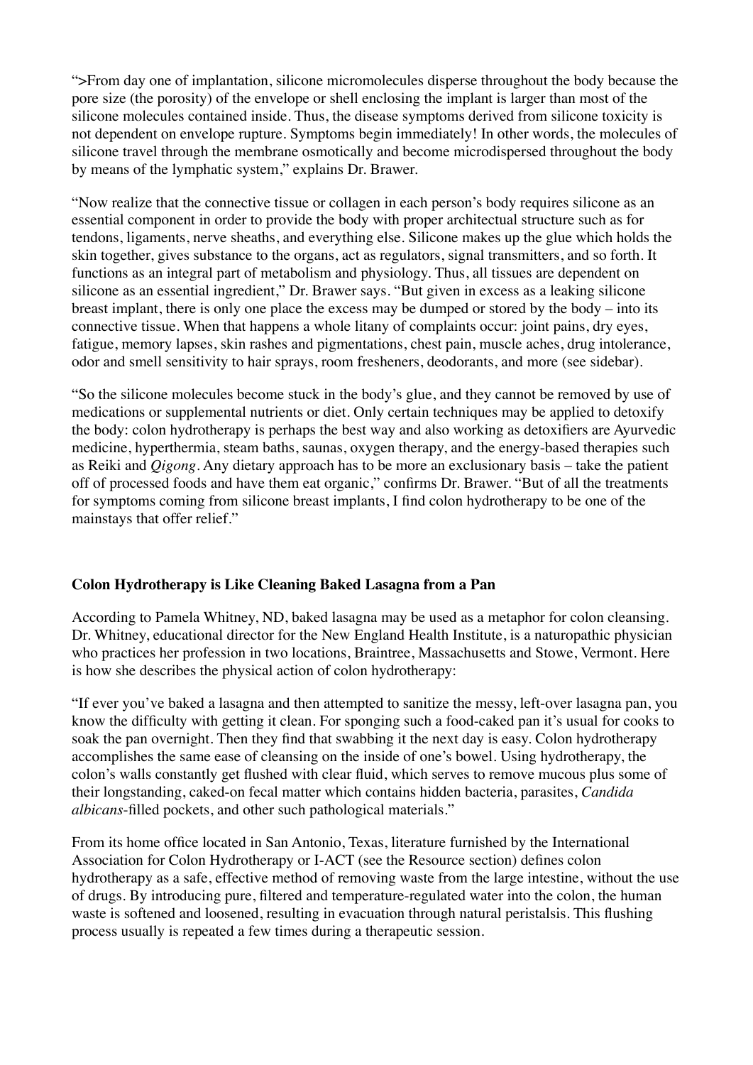">From day one of implantation, silicone micromolecules disperse throughout the body because the pore size (the porosity) of the envelope or shell enclosing the implant is larger than most of the silicone molecules contained inside. Thus, the disease symptoms derived from silicone toxicity is not dependent on envelope rupture. Symptoms begin immediately! In other words, the molecules of silicone travel through the membrane osmotically and become microdispersed throughout the body by means of the lymphatic system," explains Dr. Brawer.

"Now realize that the connective tissue or collagen in each person's body requires silicone as an essential component in order to provide the body with proper architectual structure such as for tendons, ligaments, nerve sheaths, and everything else. Silicone makes up the glue which holds the skin together, gives substance to the organs, act as regulators, signal transmitters, and so forth. It functions as an integral part of metabolism and physiology. Thus, all tissues are dependent on silicone as an essential ingredient," Dr. Brawer says. "But given in excess as a leaking silicone breast implant, there is only one place the excess may be dumped or stored by the body – into its connective tissue. When that happens a whole litany of complaints occur: joint pains, dry eyes, fatigue, memory lapses, skin rashes and pigmentations, chest pain, muscle aches, drug intolerance, odor and smell sensitivity to hair sprays, room fresheners, deodorants, and more (see sidebar).

"So the silicone molecules become stuck in the body's glue, and they cannot be removed by use of medications or supplemental nutrients or diet. Only certain techniques may be applied to detoxify the body: colon hydrotherapy is perhaps the best way and also working as detoxifiers are Ayurvedic medicine, hyperthermia, steam baths, saunas, oxygen therapy, and the energy-based therapies such as Reiki and *Qigong*. Any dietary approach has to be more an exclusionary basis – take the patient off of processed foods and have them eat organic," confirms Dr. Brawer. "But of all the treatments for symptoms coming from silicone breast implants, I find colon hydrotherapy to be one of the mainstays that offer relief."

**Colon Hydrotherapy is Like Cleaning Baked Lasagna from a Pan**

According to Pamela Whitney, ND, baked lasagna may be used as a metaphor for colon cleansing. Dr. Whitney, educational director for the New England Health Institute, is a naturopathic physician who practices her profession in two locations, Braintree, Massachusetts and Stowe, Vermont. Here is how she describes the physical action of colon hydrotherapy:

"If ever you've baked a lasagna and then attempted to sanitize the messy, left-over lasagna pan, you know the difficulty with getting it clean. For sponging such a food-caked pan it's usual for cooks to soak the pan overnight. Then they find that swabbing it the next day is easy. Colon hydrotherapy accomplishes the same ease of cleansing on the inside of one's bowel. Using hydrotherapy, the colon's walls constantly get flushed with clear fluid, which serves to remove mucous plus some of their longstanding, caked-on fecal matter which contains hidden bacteria, parasites, *Candida albicans*-filled pockets, and other such pathological materials."

From its home office located in San Antonio, Texas, literature furnished by the International Association for Colon Hydrotherapy or I-ACT (see the Resource section) defines colon hydrotherapy as a safe, effective method of removing waste from the large intestine, without the use of drugs. By introducing pure, filtered and temperature-regulated water into the colon, the human waste is softened and loosened, resulting in evacuation through natural peristalsis. This flushing process usually is repeated a few times during a therapeutic session.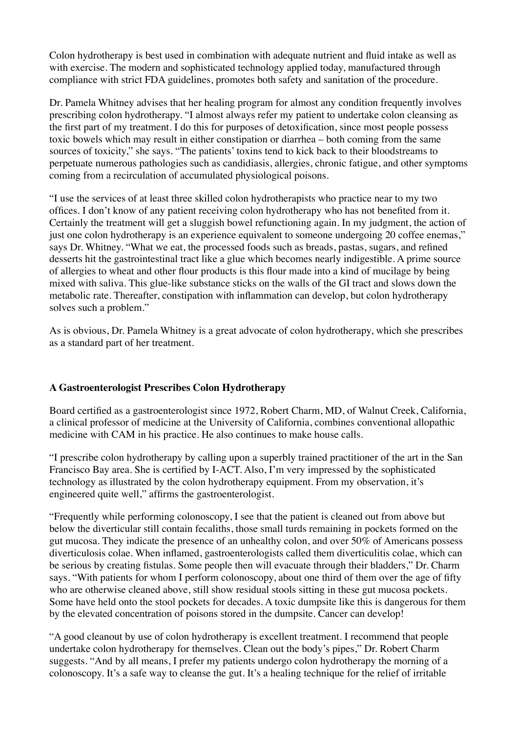Colon hydrotherapy is best used in combination with adequate nutrient and fluid intake as well as with exercise. The modern and sophisticated technology applied today, manufactured through compliance with strict FDA guidelines, promotes both safety and sanitation of the procedure.

Dr. Pamela Whitney advises that her healing program for almost any condition frequently involves prescribing colon hydrotherapy. "I almost always refer my patient to undertake colon cleansing as the first part of my treatment. I do this for purposes of detoxification, since most people possess toxic bowels which may result in either constipation or diarrhea – both coming from the same sources of toxicity," she says. "The patients' toxins tend to kick back to their bloodstreams to perpetuate numerous pathologies such as candidiasis, allergies, chronic fatigue, and other symptoms coming from a recirculation of accumulated physiological poisons.

"I use the services of at least three skilled colon hydrotherapists who practice near to my two offices. I don't know of any patient receiving colon hydrotherapy who has not benefited from it. Certainly the treatment will get a sluggish bowel refunctioning again. In my judgment, the action of just one colon hydrotherapy is an experience equivalent to someone undergoing 20 coffee enemas," says Dr. Whitney. "What we eat, the processed foods such as breads, pastas, sugars, and refined desserts hit the gastrointestinal tract like a glue which becomes nearly indigestible. A prime source of allergies to wheat and other flour products is this flour made into a kind of mucilage by being mixed with saliva. This glue-like substance sticks on the walls of the GI tract and slows down the metabolic rate. Thereafter, constipation with inflammation can develop, but colon hydrotherapy solves such a problem."

As is obvious, Dr. Pamela Whitney is a great advocate of colon hydrotherapy, which she prescribes as a standard part of her treatment.

**A Gastroenterologist Prescribes Colon Hydrotherapy**

Board certified as a gastroenterologist since 1972, Robert Charm, MD, of Walnut Creek, California, a clinical professor of medicine at the University of California, combines conventional allopathic medicine with CAM in his practice. He also continues to make house calls.

"I prescribe colon hydrotherapy by calling upon a superbly trained practitioner of the art in the San Francisco Bay area. She is certified by I-ACT. Also, I'm very impressed by the sophisticated technology as illustrated by the colon hydrotherapy equipment. From my observation, it's engineered quite well," affirms the gastroenterologist.

"Frequently while performing colonoscopy, I see that the patient is cleaned out from above but below the diverticular still contain fecaliths, those small turds remaining in pockets formed on the gut mucosa. They indicate the presence of an unhealthy colon, and over 50% of Americans possess diverticulosis colae. When inflamed, gastroenterologists called them diverticulitis colae, which can be serious by creating fistulas. Some people then will evacuate through their bladders," Dr. Charm says. "With patients for whom I perform colonoscopy, about one third of them over the age of fifty who are otherwise cleaned above, still show residual stools sitting in these gut mucosa pockets. Some have held onto the stool pockets for decades. A toxic dumpsite like this is dangerous for them by the elevated concentration of poisons stored in the dumpsite. Cancer can develop!

"A good cleanout by use of colon hydrotherapy is excellent treatment. I recommend that people undertake colon hydrotherapy for themselves. Clean out the body's pipes," Dr. Robert Charm suggests. "And by all means, I prefer my patients undergo colon hydrotherapy the morning of a colonoscopy. It's a safe way to cleanse the gut. It's a healing technique for the relief of irritable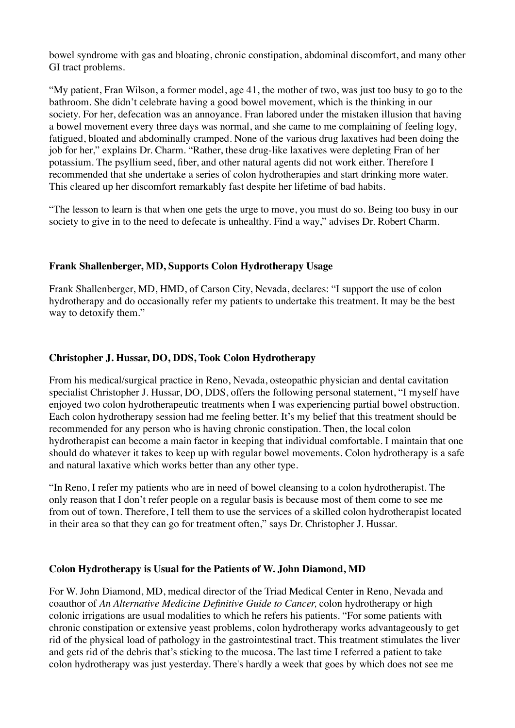bowel syndrome with gas and bloating, chronic constipation, abdominal discomfort, and many other GI tract problems.

"My patient, Fran Wilson, a former model, age 41, the mother of two, was just too busy to go to the bathroom. She didn't celebrate having a good bowel movement, which is the thinking in our society. For her, defecation was an annoyance. Fran labored under the mistaken illusion that having a bowel movement every three days was normal, and she came to me complaining of feeling logy, fatigued, bloated and abdominally cramped. None of the various drug laxatives had been doing the job for her," explains Dr. Charm. "Rather, these drug-like laxatives were depleting Fran of her potassium. The psyllium seed, fiber, and other natural agents did not work either. Therefore I recommended that she undertake a series of colon hydrotherapies and start drinking more water. This cleared up her discomfort remarkably fast despite her lifetime of bad habits.

"The lesson to learn is that when one gets the urge to move, you must do so. Being too busy in our society to give in to the need to defecate is unhealthy. Find a way," advises Dr. Robert Charm.

### Frank Shallenberger, MD, Supports Colon Hydrotherapy Usage

Frank Shallenberger, MD, HMD, of Carson City, Nevada, declares: "I support the use of colon hydrotherapy and do occasionally refer my patients to undertake this treatment. It may be the best way to detoxify them."

### Christopher J. Hussar, DO, DDS, Took Colon Hydrotherapy

From his medical/surgical practice in Reno, Nevada, osteopathic physician and dental cavitation specialist Christopher J. Hussar, DO, DDS, offers the following personal statement, "I myself have enjoyed two colon hydrotherapeutic treatments when I was experiencing partial bowel obstruction. Each colon hydrotherapy session had me feeling better. It's my belief that this treatment should be recommended for any person who is having chronic constipation. Then, the local colon hydrotherapist can become a main factor in keeping that individual comfortable. I maintain that one should do whatever it takes to keep up with regular bowel movements. Colon hydrotherapy is a safe and natural laxative which works better than any other type.

"In Reno, I refer my patients who are in need of bowel cleansing to a colon hydrotherapist. The only reason that I don't refer people on a regular basis is because most of them come to see me from out of town. Therefore, I tell them to use the services of a skilled colon hydrotherapist located in their area so that they can go for treatment often," says Dr. Christopher J. Hussar.

### Colon Hydrotherapy is Usual for the Patients of W. John Diamond, MD

For W. John Diamond, MD, medical director of the Triad Medical Center in Reno, Nevada and coauthor of *An Alternative Medicine Definitive Guide to Cancer,* colon hydrotherapy or high colonic irrigations are usual modalities to which he refers his patients. "For some patients with chronic constipation or extensive yeast problems, colon hydrotherapy works advantageously to get rid of the physical load of pathology in the gastrointestinal tract. This treatment stimulates the liver and gets rid of the debris that's sticking to the mucosa. The last time I referred a patient to take colon hydrotherapy was just yesterday. There's hardly a week that goes by which does not see me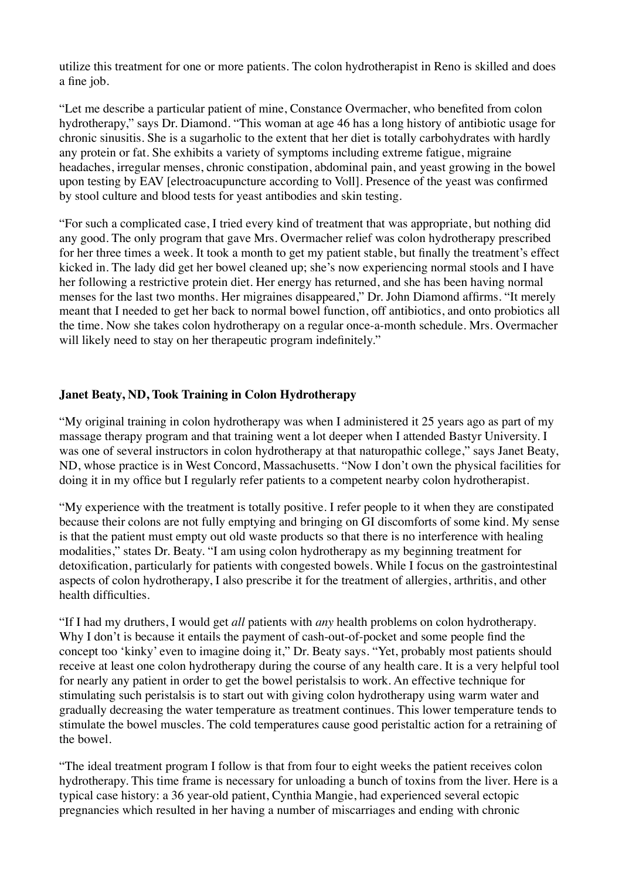utilize this treatment for one or more patients. The colon hydrotherapist in Reno is skilled and does a fine job.

"Let me describe a particular patient of mine, Constance Overmacher, who benefited from colon hydrotherapy," says Dr. Diamond. "This woman at age 46 has a long history of antibiotic usage for chronic sinusitis. She is a sugarholic to the extent that her diet is totally carbohydrates with hardly any protein or fat. She exhibits a variety of symptoms including extreme fatigue, migraine headaches, irregular menses, chronic constipation, abdominal pain, and yeast growing in the bowel upon testing by EAV [electroacupuncture according to Voll]. Presence of the yeast was confirmed by stool culture and blood tests for yeast antibodies and skin testing.

"For such a complicated case, I tried every kind of treatment that was appropriate, but nothing did any good. The only program that gave Mrs. Overmacher relief was colon hydrotherapy prescribed for her three times a week. It took a month to get my patient stable, but finally the treatment's effect kicked in. The lady did get her bowel cleaned up; she's now experiencing normal stools and I have her following a restrictive protein diet. Her energy has returned, and she has been having normal menses for the last two months. Her migraines disappeared," Dr. John Diamond affirms. "It merely meant that I needed to get her back to normal bowel function, off antibiotics, and onto probiotics all the time. Now she takes colon hydrotherapy on a regular once-a-month schedule. Mrs. Overmacher will likely need to stay on her therapeutic program indefinitely."

## Janet Beaty, ND, Took Training in Colon Hydrotherapy

"My original training in colon hydrotherapy was when I administered it 25 years ago as part of my massage therapy program and that training went a lot deeper when I attended Bastyr University. I was one of several instructors in colon hydrotherapy at that naturopathic college," says Janet Beaty, ND, whose practice is in West Concord, Massachusetts. "Now I don't own the physical facilities for doing it in my office but I regularly refer patients to a competent nearby colon hydrotherapist.

"My experience with the treatment is totally positive. I refer people to it when they are constipated because their colons are not fully emptying and bringing on GI discomforts of some kind. My sense is that the patient must empty out old waste products so that there is no interference with healing modalities," states Dr. Beaty. "I am using colon hydrotherapy as my beginning treatment for detoxification, particularly for patients with congested bowels. While I focus on the gastrointestinal aspects of colon hydrotherapy, I also prescribe it for the treatment of allergies, arthritis, and other health difficulties.

"If I had my druthers, I would get *all* patients with *any* health problems on colon hydrotherapy. Why I don't is because it entails the payment of cash-out-of-pocket and some people find the concept too 'kinky' even to imagine doing it," Dr. Beaty says. "Yet, probably most patients should receive at least one colon hydrotherapy during the course of any health care. It is a very helpful tool for nearly any patient in order to get the bowel peristalsis to work. An effective technique for stimulating such peristalsis is to start out with giving colon hydrotherapy using warm water and gradually decreasing the water temperature as treatment continues. This lower temperature tends to stimulate the bowel muscles. The cold temperatures cause good peristaltic action for a retraining of the bowel.

"The ideal treatment program I follow is that from four to eight weeks the patient receives colon hydrotherapy. This time frame is necessary for unloading a bunch of toxins from the liver. Here is a typical case history: a 36 year-old patient, Cynthia Mangie, had experienced several ectopic pregnancies which resulted in her having a number of miscarriages and ending with chronic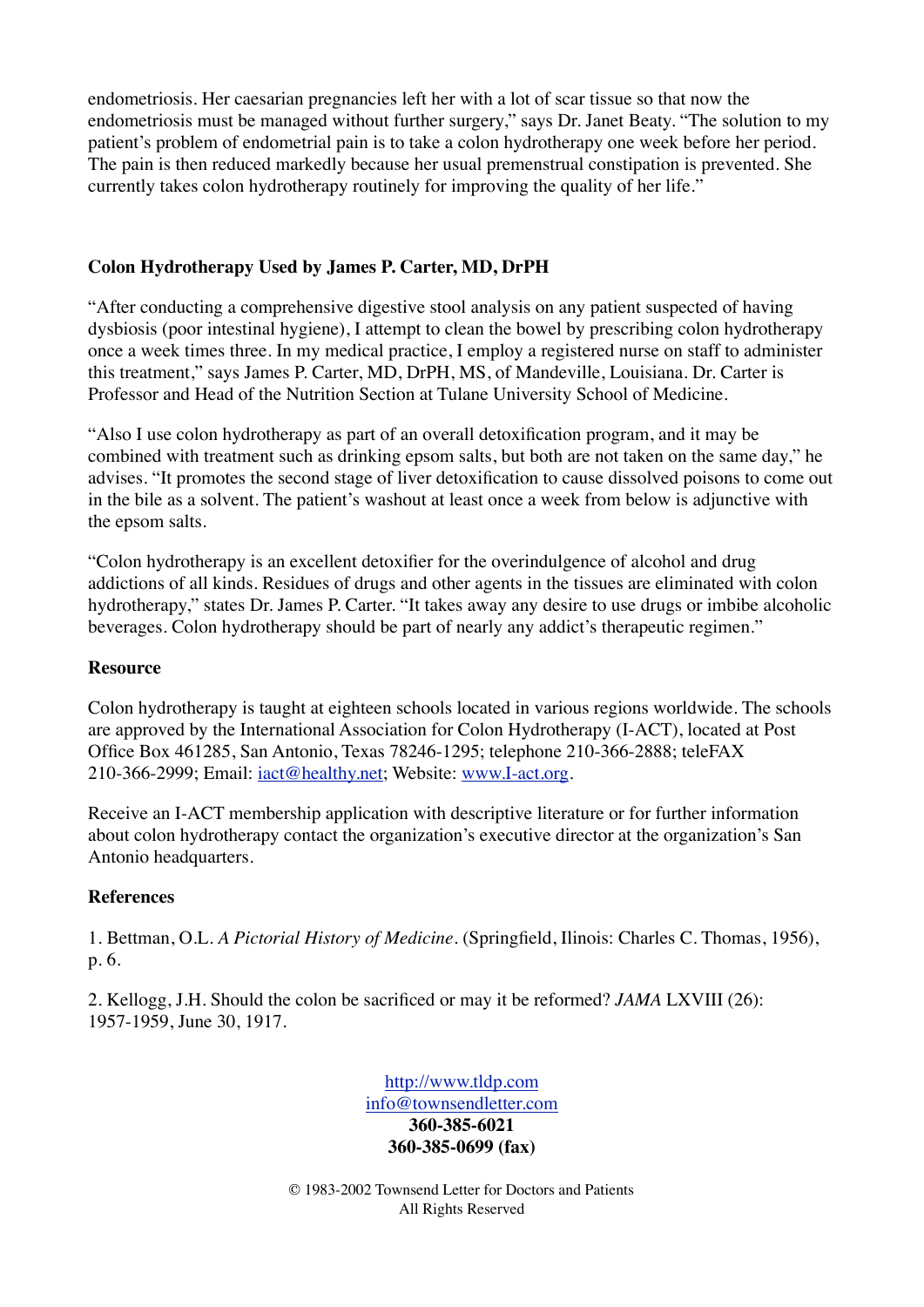endometriosis. Her caesarian pregnancies left her with a lot of scar tissue so that now the endometriosis must be managed without further surgery," says Dr. Janet Beaty. "The solution to my patient's problem of endometrial pain is to take a colon hydrotherapy one week before her period. The pain is then reduced markedly because her usual premenstrual constipation is prevented. She currently takes colon hydrotherapy routinely for improving the quality of her life."

### Colon Hydrotherapy Used by James P. Carter, MD, DrPH

"After conducting a comprehensive digestive stool analysis on any patient suspected of having dysbiosis (poor intestinal hygiene), I attempt to clean the bowel by prescribing colon hydrotherapy once a week times three. In my medical practice, I employ a registered nurse on staff to administer this treatment," says James P. Carter, MD, DrPH, MS, of Mandeville, Louisiana. Dr. Carter is Professor and Head of the Nutrition Section at Tulane University School of Medicine.

"Also I use colon hydrotherapy as part of an overall detoxification program, and it may be combined with treatment such as drinking epsom salts, but both are not taken on the same day," he advises. "It promotes the second stage of liver detoxification to cause dissolved poisons to come out in the bile as a solvent. The patient's washout at least once a week from below is adjunctive with the epsom salts.

"Colon hydrotherapy is an excellent detoxifier for the overindulgence of alcohol and drug addictions of all kinds. Residues of drugs and other agents in the tissues are eliminated with colon hydrotherapy," states Dr. James P. Carter. "It takes away any desire to use drugs or imbibe alcoholic beverages. Colon hydrotherapy should be part of nearly any addict's therapeutic regimen."

### Resource

Colon hydrotherapy is taught at eighteen schools located in various regions worldwide. The schools are approved by the International Association for Colon Hydrotherapy (I-ACT), located at Post Office Box 461285, San Antonio, Texas 78246-1295; telephone 210-366-2888; teleFAX 210-366-2999; Email: iact@healthy.net; Website: www.I-act.org.

Receive an I-ACT membership application with descriptive literature or for further information about colon hydrotherapy contact the organization's executive director at the organization's San Antonio headquarters.

### References

1. Bettman, O.L. *A Pictorial History of Medicine*. (Springfield, Ilinois: Charles C. Thomas, 1956), p. 6.

2. Kellogg, J.H. Should the colon be sacrificed or may it be reformed? *JAMA* LXVIII (26): 1957-1959, June 30, 1917.

http://www.tldp.com
info@townsendletter.com
**360-385-6021**
**360-385-0699 (fax)**

© 1983-2002 Townsend Letter for Doctors and Patients
All Rights Reserved